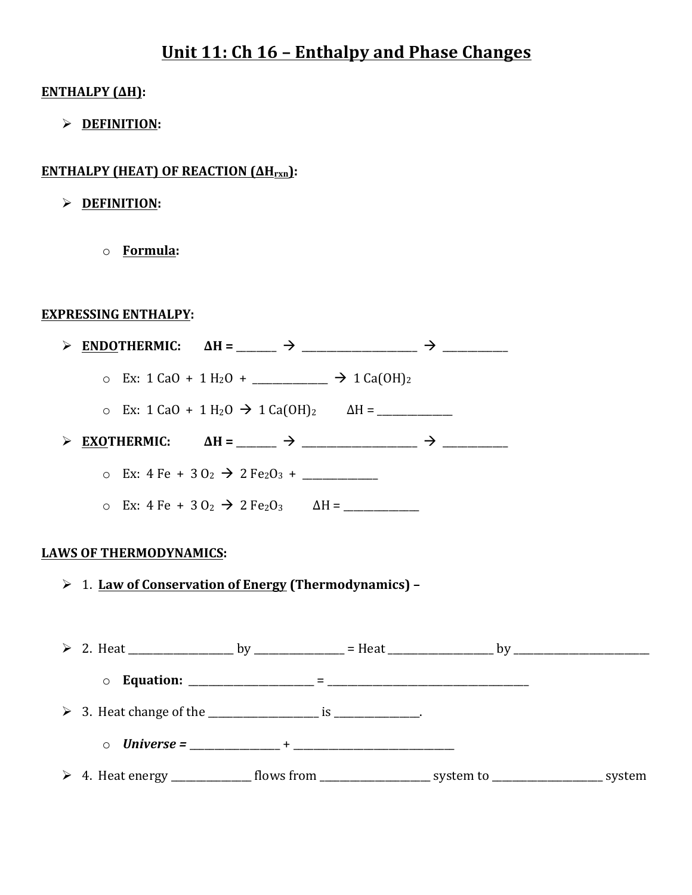# Unit 11: Ch 16 – Enthalpy and Phase Changes

**ENTHALPY (ΔH):**

- **DEFINITION:**

**ENTHALPY (HEAT) OF REACTION ($\Delta H_{rxn}$):**

- **DEFINITION:**
  - **Formula:**

**EXPRESSING ENTHALPY:**

- **ENDOTHERMIC:** **ΔH = _______ → ______________________ → ____________**
  - Ex: 1 CaO + 1 $H_2O$ + ______________ → 1 $Ca(OH)_2$
  - Ex: 1 CaO + 1 $H_2O$ → 1 $Ca(OH)_2$ ΔH = ______________
- **EXOTHERMIC:** **ΔH = _______ → ______________________ → ____________**
  - Ex: 4 Fe + 3 $O_2$ → 2 $Fe_2O_3$ + ______________
  - Ex: 4 Fe + 3 $O_2$ → 2 $Fe_2O_3$ ΔH = ______________

**LAWS OF THERMODYNAMICS:**

- 1. **Law of Conservation of Energy (Thermodynamics) –**
- 2. Heat ____________________ by ________________ = Heat ____________________ by __________________________
  - **Equation:** ________________________ = _______________________________________
- 3. Heat change of the _____________________ is _______________.
  - ***Universe =*** _________________ + _______________________________
- 4. Heat energy _______________ flows from _____________________ system to _____________________ system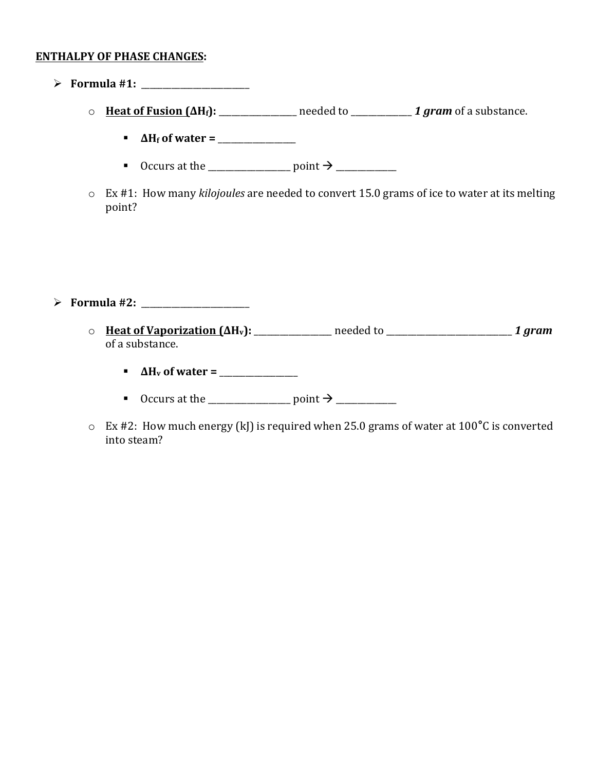**ENTHALPY OF PHASE CHANGES:**

- **Formula #1:** ________________________

  - **Heat of Fusion ($\Delta H_f$):** _________________ needed to _____________ ***1 gram*** of a substance.

    - **$\Delta H_f$ of water =** _________________

    - Occurs at the _________________ point → ____________

  - Ex #1: How many *kilojoules* are needed to convert 15.0 grams of ice to water at its melting point?

- **Formula #2:** ________________________

  - **Heat of Vaporization ($\Delta H_v$):** _________________ needed to ___________________________ ***1 gram*** of a substance.

    - **$\Delta H_v$ of water =** _________________

    - Occurs at the _________________ point → ____________

  - Ex #2: How much energy (kJ) is required when 25.0 grams of water at 100°C is converted into steam?